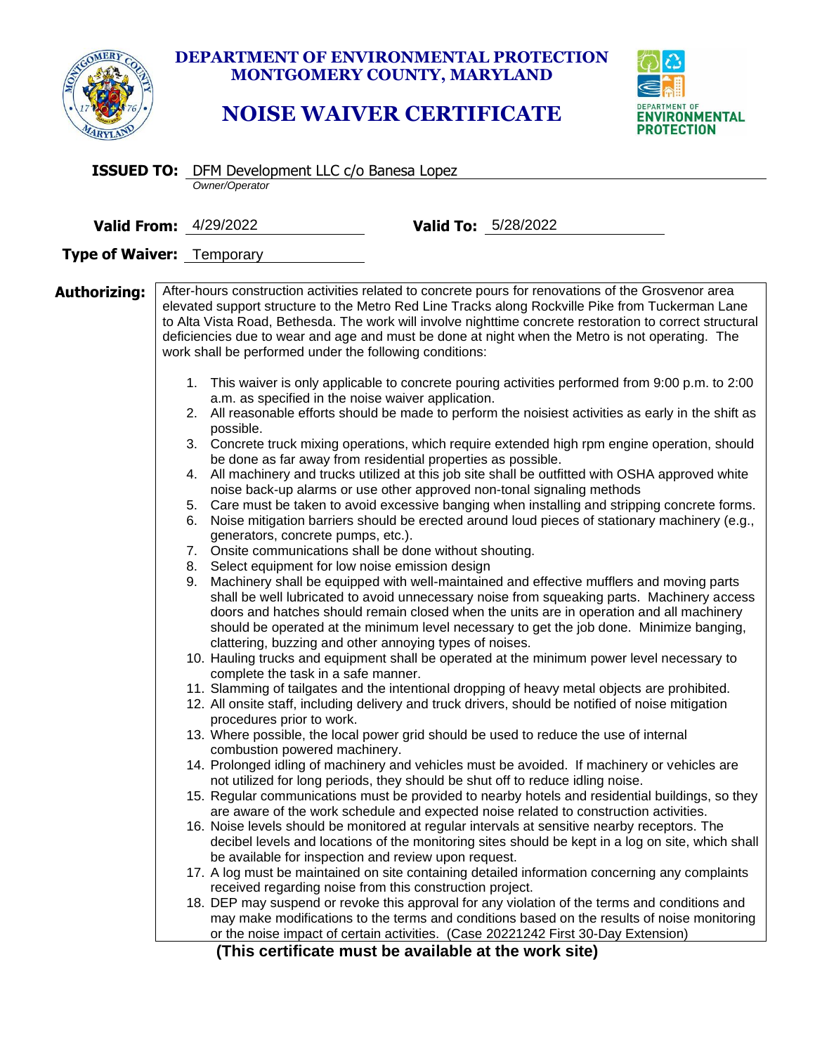# DEPARTMENT OF ENVIRONMENTAL PROTECTION
## MONTGOMERY COUNTY, MARYLAND

# NOISE WAIVER CERTIFICATE

**ISSUED TO:** DFM Development LLC c/o Banesa Lopez
*Owner/Operator*

**Valid From:** 4/29/2022 **Valid To:** 5/28/2022

**Type of Waiver:** Temporary

**Authorizing:** After-hours construction activities related to concrete pours for renovations of the Grosvenor area elevated support structure to the Metro Red Line Tracks along Rockville Pike from Tuckerman Lane to Alta Vista Road, Bethesda. The work will involve nighttime concrete restoration to correct structural deficiencies due to wear and age and must be done at night when the Metro is not operating. The work shall be performed under the following conditions:

1. This waiver is only applicable to concrete pouring activities performed from 9:00 p.m. to 2:00 a.m. as specified in the noise waiver application.
2. All reasonable efforts should be made to perform the noisiest activities as early in the shift as possible.
3. Concrete truck mixing operations, which require extended high rpm engine operation, should be done as far away from residential properties as possible.
4. All machinery and trucks utilized at this job site shall be outfitted with OSHA approved white noise back-up alarms or use other approved non-tonal signaling methods
5. Care must be taken to avoid excessive banging when installing and stripping concrete forms.
6. Noise mitigation barriers should be erected around loud pieces of stationary machinery (e.g., generators, concrete pumps, etc.).
7. Onsite communications shall be done without shouting.
8. Select equipment for low noise emission design
9. Machinery shall be equipped with well-maintained and effective mufflers and moving parts shall be well lubricated to avoid unnecessary noise from squeaking parts. Machinery access doors and hatches should remain closed when the units are in operation and all machinery should be operated at the minimum level necessary to get the job done. Minimize banging, clattering, buzzing and other annoying types of noises.
10. Hauling trucks and equipment shall be operated at the minimum power level necessary to complete the task in a safe manner.
11. Slamming of tailgates and the intentional dropping of heavy metal objects are prohibited.
12. All onsite staff, including delivery and truck drivers, should be notified of noise mitigation procedures prior to work.
13. Where possible, the local power grid should be used to reduce the use of internal combustion powered machinery.
14. Prolonged idling of machinery and vehicles must be avoided. If machinery or vehicles are not utilized for long periods, they should be shut off to reduce idling noise.
15. Regular communications must be provided to nearby hotels and residential buildings, so they are aware of the work schedule and expected noise related to construction activities.
16. Noise levels should be monitored at regular intervals at sensitive nearby receptors. The decibel levels and locations of the monitoring sites should be kept in a log on site, which shall be available for inspection and review upon request.
17. A log must be maintained on site containing detailed information concerning any complaints received regarding noise from this construction project.
18. DEP may suspend or revoke this approval for any violation of the terms and conditions and may make modifications to the terms and conditions based on the results of noise monitoring or the noise impact of certain activities. (Case 20221242 First 30-Day Extension)

**(This certificate must be available at the work site)**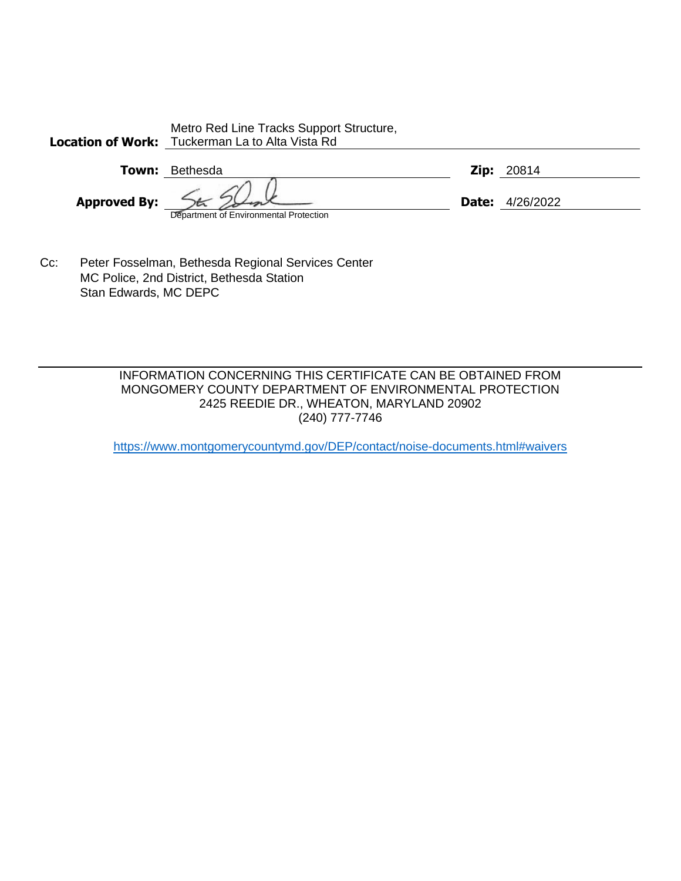**Location of Work:** Metro Red Line Tracks Support Structure, Tuckerman La to Alta Vista Rd

**Town:** Bethesda **Zip:** 20814

**Approved By:** ______________ **Date:** 4/26/2022

Department of Environmental Protection

Cc: Peter Fosselman, Bethesda Regional Services Center
MC Police, 2nd District, Bethesda Station
Stan Edwards, MC DEPC

---

INFORMATION CONCERNING THIS CERTIFICATE CAN BE OBTAINED FROM
MONGOMERY COUNTY DEPARTMENT OF ENVIRONMENTAL PROTECTION
2425 REEDIE DR., WHEATON, MARYLAND 20902
(240) 777-7746

https://www.montgomerycountymd.gov/DEP/contact/noise-documents.html#waivers